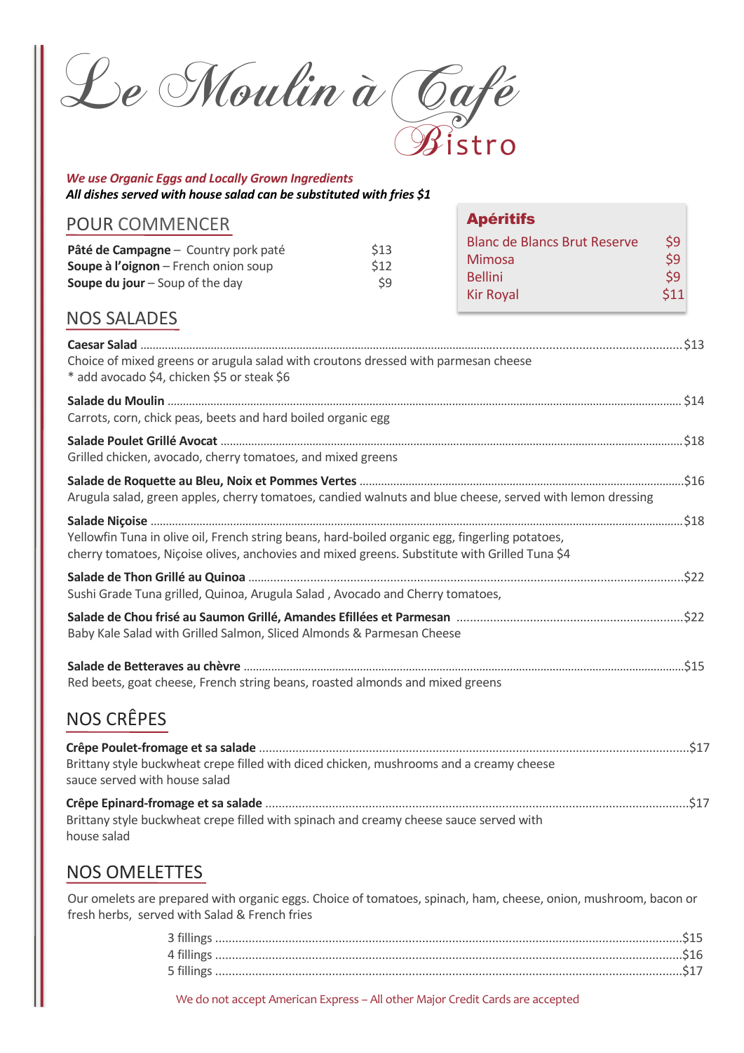# Le Moulin à Café

## Bistro

***We use Organic Eggs and Locally Grown Ingredients***
***All dishes served with house salad can be substituted with fries $1***

## POUR COMMENCER

**Pâté de Campagne** – Country pork paté $13
**Soupe à l'oignon** – French onion soup $12
**Soupe du jour** – Soup of the day $9

## Apéritifs

| | |
|---|---|
| Blanc de Blancs Brut Reserve | $9 |
| Mimosa | $9 |
| Bellini | $9 |
| Kir Royal | $11 |

## NOS SALADES

**Caesar Salad** ........ $13
Choice of mixed greens or arugula salad with croutons dressed with parmesan cheese
* add avocado $4, chicken $5 or steak $6

**Salade du Moulin** ........ $14
Carrots, corn, chick peas, beets and hard boiled organic egg

**Salade Poulet Grillé Avocat** ........ $18
Grilled chicken, avocado, cherry tomatoes, and mixed greens

**Salade de Roquette au Bleu, Noix et Pommes Vertes** ........ $16
Arugula salad, green apples, cherry tomatoes, candied walnuts and blue cheese, served with lemon dressing

**Salade Niçoise** ........ $18
Yellowfin Tuna in olive oil, French string beans, hard-boiled organic egg, fingerling potatoes, cherry tomatoes, Niçoise olives, anchovies and mixed greens. Substitute with Grilled Tuna $4

**Salade de Thon Grillé au Quinoa** ........ $22
Sushi Grade Tuna grilled, Quinoa, Arugula Salad , Avocado and Cherry tomatoes,

**Salade de Chou frisé au Saumon Grillé, Amandes Efillées et Parmesan** ........ $22
Baby Kale Salad with Grilled Salmon, Sliced Almonds & Parmesan Cheese

**Salade de Betteraves au chèvre** ........ $15
Red beets, goat cheese, French string beans, roasted almonds and mixed greens

## NOS CRÊPES

**Crêpe Poulet-fromage et sa salade** ........ $17
Brittany style buckwheat crepe filled with diced chicken, mushrooms and a creamy cheese sauce served with house salad

**Crêpe Epinard-fromage et sa salade** ........ $17
Brittany style buckwheat crepe filled with spinach and creamy cheese sauce served with house salad

## NOS OMELETTES

Our omelets are prepared with organic eggs. Choice of tomatoes, spinach, ham, cheese, onion, mushroom, bacon or fresh herbs, served with Salad & French fries

3 fillings ........ $15
4 fillings ........ $16
5 fillings ........ $17

We do not accept American Express – All other Major Credit Cards are accepted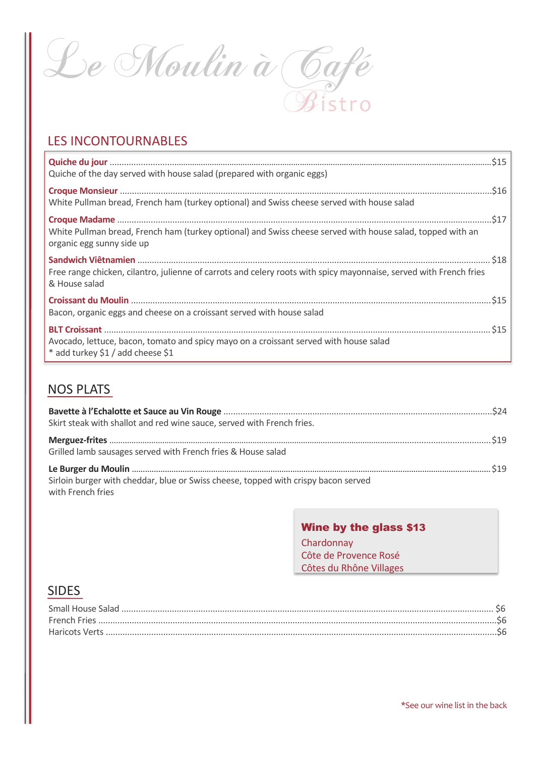# Le Moulin à Café Bistro

## LES INCONTOURNABLES

**Quiche du jour** ........................................ $15
Quiche of the day served with house salad (prepared with organic eggs)

**Croque Monsieur** ........................................ $16
White Pullman bread, French ham (turkey optional) and Swiss cheese served with house salad

**Croque Madame** ........................................ $17
White Pullman bread, French ham (turkey optional) and Swiss cheese served with house salad, topped with an organic egg sunny side up

**Sandwich Viêtnamien** ........................................ $18
Free range chicken, cilantro, julienne of carrots and celery roots with spicy mayonnaise, served with French fries & House salad

**Croissant du Moulin** ........................................ $15
Bacon, organic eggs and cheese on a croissant served with house salad

**BLT Croissant** ........................................ $15
Avocado, lettuce, bacon, tomato and spicy mayo on a croissant served with house salad
* add turkey $1 / add cheese $1

## NOS PLATS

**Bavette à l'Echalotte et Sauce au Vin Rouge** ........................................ $24
Skirt steak with shallot and red wine sauce, served with French fries.

**Merguez-frites** ........................................ $19
Grilled lamb sausages served with French fries & House salad

**Le Burger du Moulin** ........................................ $19
Sirloin burger with cheddar, blue or Swiss cheese, topped with crispy bacon served with French fries

**Wine by the glass $13**
Chardonnay
Côte de Provence Rosé
Côtes du Rhône Villages

## SIDES

Small House Salad ........................................ $6
French Fries ........................................ $6
Haricots Verts ........................................ $6

*See our wine list in the back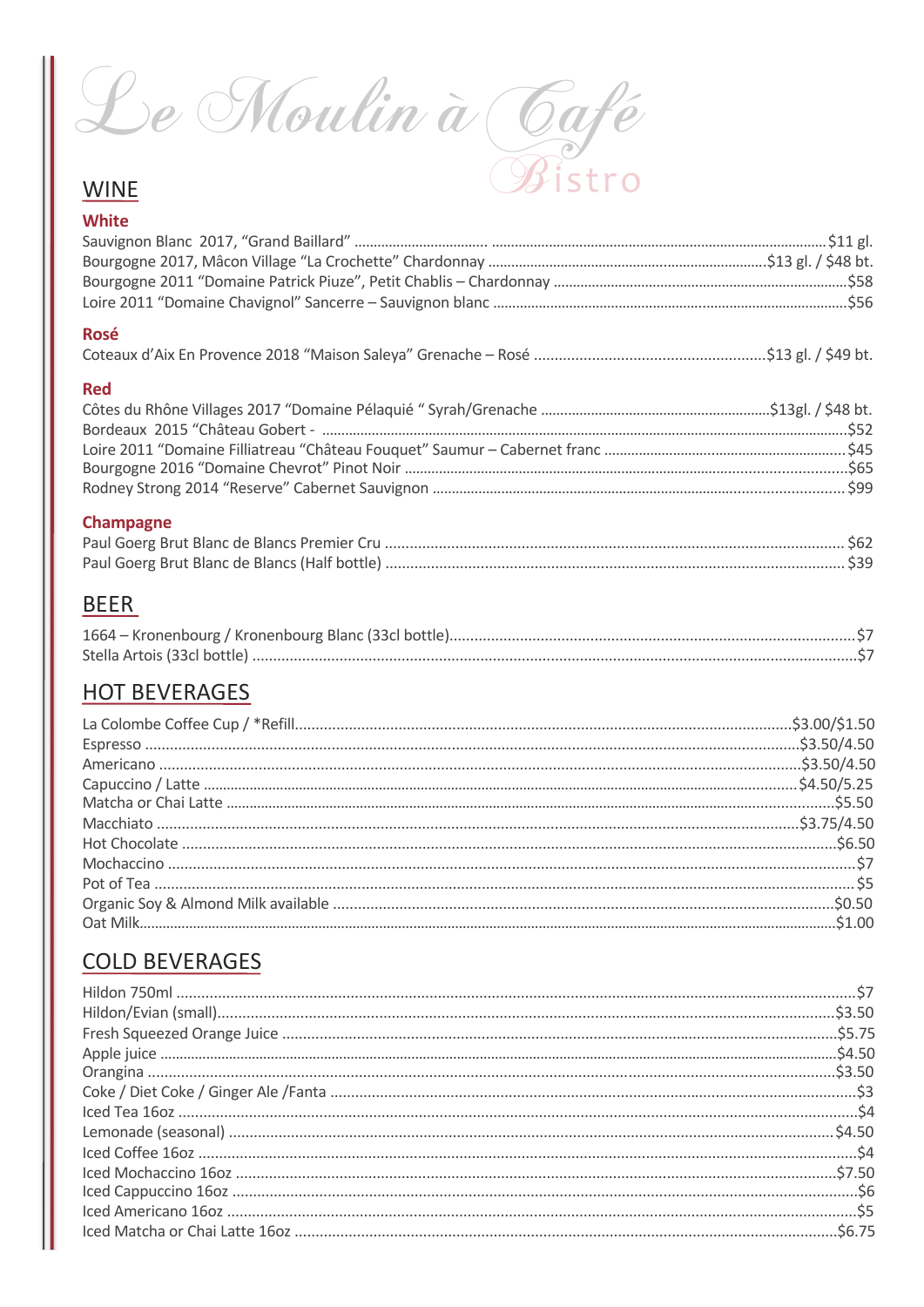# Le Moulin à Café Bistro

## WINE

### White

Sauvignon Blanc 2017, “Grand Baillard” .......... $11 gl.
Bourgogne 2017, Mâcon Village “La Crochette” Chardonnay .......... $13 gl. / $48 bt.
Bourgogne 2011 “Domaine Patrick Piuze”, Petit Chablis – Chardonnay .......... $58
Loire 2011 “Domaine Chavignol” Sancerre – Sauvignon blanc .......... $56

### Rosé

Coteaux d’Aix En Provence 2018 “Maison Saleya” Grenache – Rosé .......... $13 gl. / $49 bt.

### Red

Côtes du Rhône Villages 2017 “Domaine Pélaquié “ Syrah/Grenache .......... $13gl. / $48 bt.
Bordeaux 2015 “Château Gobert - .......... $52
Loire 2011 “Domaine Filliatreau “Château Fouquet” Saumur – Cabernet franc .......... $45
Bourgogne 2016 “Domaine Chevrot” Pinot Noir .......... $65
Rodney Strong 2014 “Reserve” Cabernet Sauvignon .......... $99

### Champagne

Paul Goerg Brut Blanc de Blancs Premier Cru .......... $62
Paul Goerg Brut Blanc de Blancs (Half bottle) .......... $39

## BEER

1664 – Kronenbourg / Kronenbourg Blanc (33cl bottle) .......... $7
Stella Artois (33cl bottle) .......... $7

## HOT BEVERAGES

La Colombe Coffee Cup / *Refill .......... $3.00/$1.50
Espresso .......... $3.50/4.50
Americano .......... $3.50/4.50
Capuccino / Latte .......... $4.50/5.25
Matcha or Chai Latte .......... $5.50
Macchiato .......... $3.75/4.50
Hot Chocolate .......... $6.50
Mochaccino .......... $7
Pot of Tea .......... $5
Organic Soy & Almond Milk available .......... $0.50
Oat Milk .......... $1.00

## COLD BEVERAGES

Hildon 750ml .......... $7
Hildon/Evian (small) .......... $3.50
Fresh Squeezed Orange Juice .......... $5.75
Apple juice .......... $4.50
Orangina .......... $3.50
Coke / Diet Coke / Ginger Ale /Fanta .......... $3
Iced Tea 16oz .......... $4
Lemonade (seasonal) .......... $4.50
Iced Coffee 16oz .......... $4
Iced Mochaccino 16oz .......... $7.50
Iced Cappuccino 16oz .......... $6
Iced Americano 16oz .......... $5
Iced Matcha or Chai Latte 16oz .......... $6.75